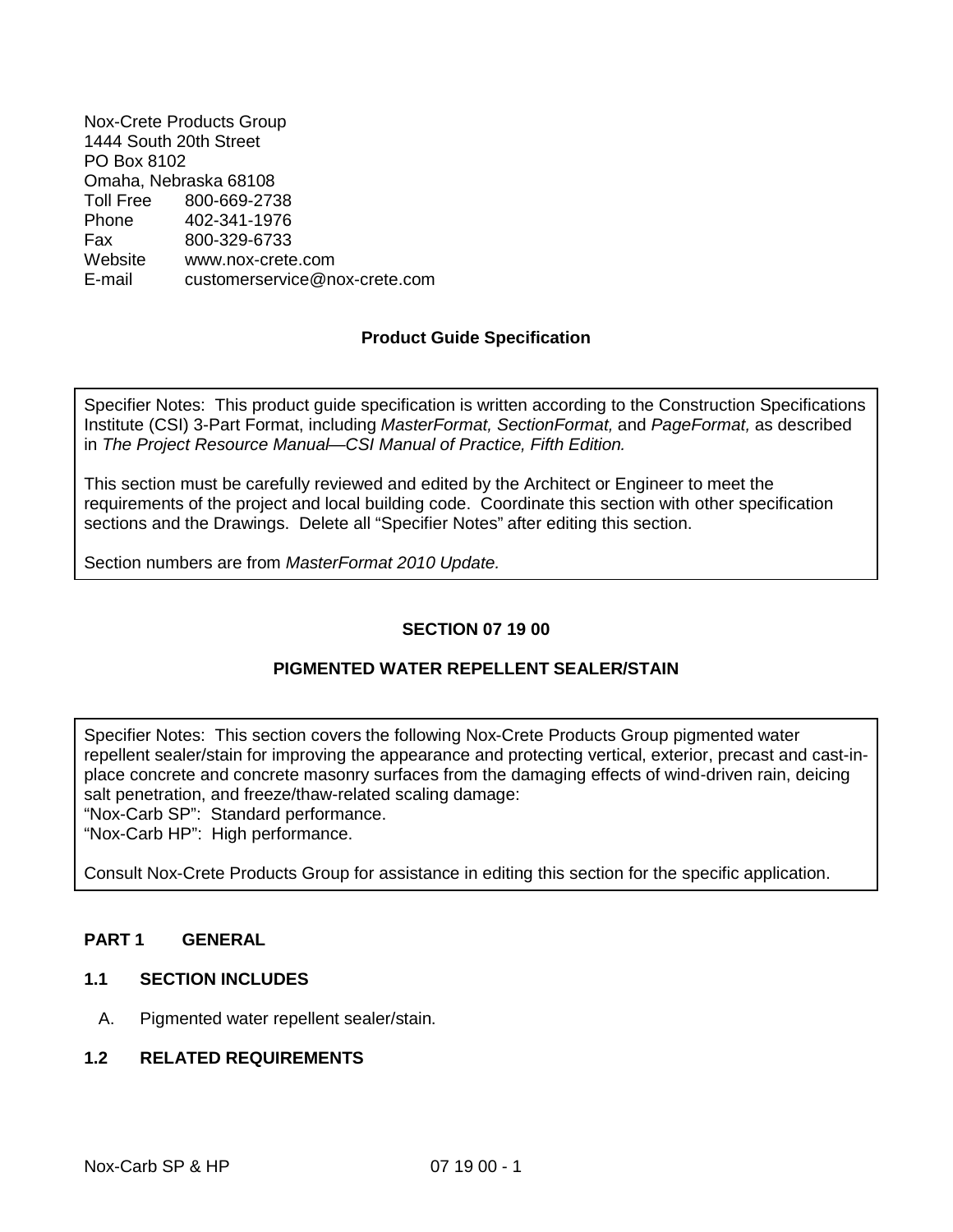Nox-Crete Products Group
1444 South 20th Street
PO Box 8102
Omaha, Nebraska 68108
Toll Free 800-669-2738
Phone 402-341-1976
Fax 800-329-6733
Website www.nox-crete.com
E-mail customerservice@nox-crete.com

**Product Guide Specification**

> Specifier Notes: This product guide specification is written according to the Construction Specifications Institute (CSI) 3-Part Format, including *MasterFormat, SectionFormat,* and *PageFormat,* as described in *The Project Resource Manual—CSI Manual of Practice, Fifth Edition.*
>
> This section must be carefully reviewed and edited by the Architect or Engineer to meet the requirements of the project and local building code. Coordinate this section with other specification sections and the Drawings. Delete all "Specifier Notes" after editing this section.
>
> Section numbers are from *MasterFormat 2010 Update.*

## SECTION 07 19 00

## PIGMENTED WATER REPELLENT SEALER/STAIN

> Specifier Notes: This section covers the following Nox-Crete Products Group pigmented water repellent sealer/stain for improving the appearance and protecting vertical, exterior, precast and cast-in-place concrete and concrete masonry surfaces from the damaging effects of wind-driven rain, deicing salt penetration, and freeze/thaw-related scaling damage:
> "Nox-Carb SP": Standard performance.
> "Nox-Carb HP": High performance.
>
> Consult Nox-Crete Products Group for assistance in editing this section for the specific application.

### PART 1 GENERAL

#### 1.1 SECTION INCLUDES

A. Pigmented water repellent sealer/stain.

#### 1.2 RELATED REQUIREMENTS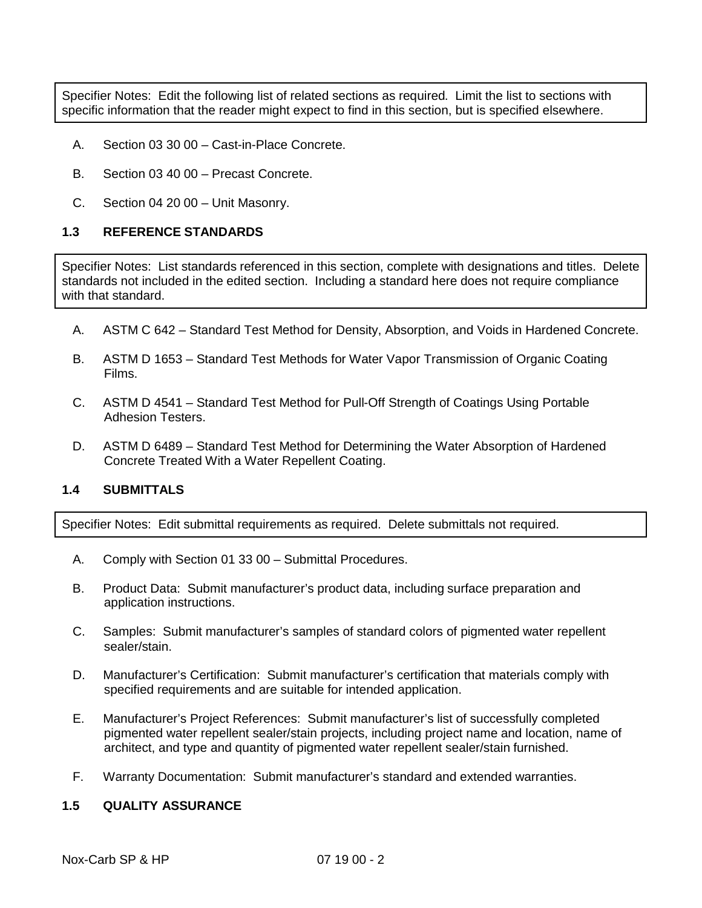Specifier Notes: Edit the following list of related sections as required. Limit the list to sections with specific information that the reader might expect to find in this section, but is specified elsewhere.

A. Section 03 30 00 – Cast-in-Place Concrete.

B. Section 03 40 00 – Precast Concrete.

C. Section 04 20 00 – Unit Masonry.

### 1.3 REFERENCE STANDARDS

Specifier Notes: List standards referenced in this section, complete with designations and titles. Delete standards not included in the edited section. Including a standard here does not require compliance with that standard.

A. ASTM C 642 – Standard Test Method for Density, Absorption, and Voids in Hardened Concrete.

B. ASTM D 1653 – Standard Test Methods for Water Vapor Transmission of Organic Coating Films.

C. ASTM D 4541 – Standard Test Method for Pull-Off Strength of Coatings Using Portable Adhesion Testers.

D. ASTM D 6489 – Standard Test Method for Determining the Water Absorption of Hardened Concrete Treated With a Water Repellent Coating.

### 1.4 SUBMITTALS

Specifier Notes: Edit submittal requirements as required. Delete submittals not required.

A. Comply with Section 01 33 00 – Submittal Procedures.

B. Product Data: Submit manufacturer's product data, including surface preparation and application instructions.

C. Samples: Submit manufacturer's samples of standard colors of pigmented water repellent sealer/stain.

D. Manufacturer's Certification: Submit manufacturer's certification that materials comply with specified requirements and are suitable for intended application.

E. Manufacturer's Project References: Submit manufacturer's list of successfully completed pigmented water repellent sealer/stain projects, including project name and location, name of architect, and type and quantity of pigmented water repellent sealer/stain furnished.

F. Warranty Documentation: Submit manufacturer's standard and extended warranties.

### 1.5 QUALITY ASSURANCE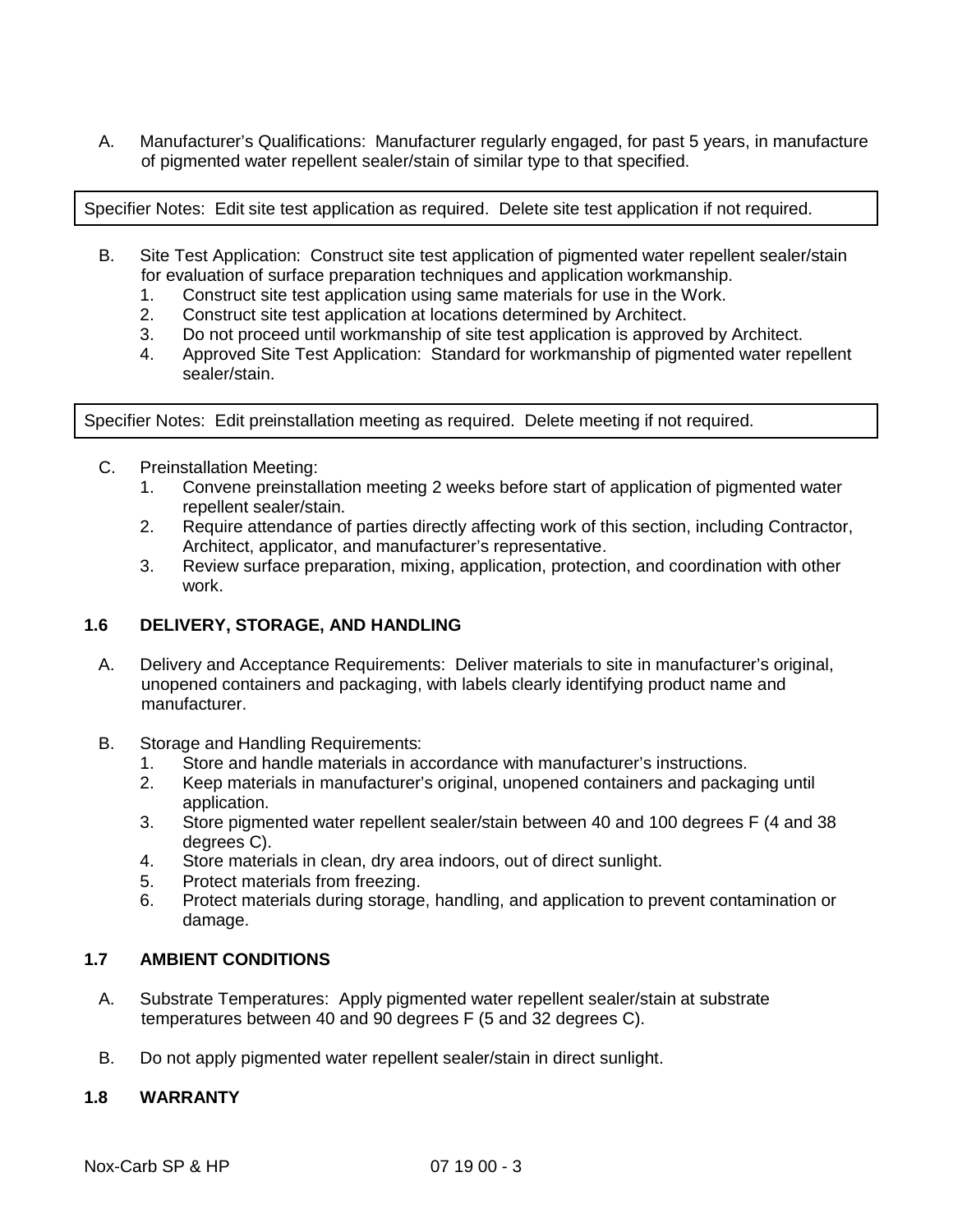A. Manufacturer's Qualifications: Manufacturer regularly engaged, for past 5 years, in manufacture of pigmented water repellent sealer/stain of similar type to that specified.

> Specifier Notes: Edit site test application as required. Delete site test application if not required.

B. Site Test Application: Construct site test application of pigmented water repellent sealer/stain for evaluation of surface preparation techniques and application workmanship.
   1. Construct site test application using same materials for use in the Work.
   2. Construct site test application at locations determined by Architect.
   3. Do not proceed until workmanship of site test application is approved by Architect.
   4. Approved Site Test Application: Standard for workmanship of pigmented water repellent sealer/stain.

> Specifier Notes: Edit preinstallation meeting as required. Delete meeting if not required.

C. Preinstallation Meeting:
   1. Convene preinstallation meeting 2 weeks before start of application of pigmented water repellent sealer/stain.
   2. Require attendance of parties directly affecting work of this section, including Contractor, Architect, applicator, and manufacturer's representative.
   3. Review surface preparation, mixing, application, protection, and coordination with other work.

## 1.6 DELIVERY, STORAGE, AND HANDLING

A. Delivery and Acceptance Requirements: Deliver materials to site in manufacturer's original, unopened containers and packaging, with labels clearly identifying product name and manufacturer.

B. Storage and Handling Requirements:
   1. Store and handle materials in accordance with manufacturer's instructions.
   2. Keep materials in manufacturer's original, unopened containers and packaging until application.
   3. Store pigmented water repellent sealer/stain between 40 and 100 degrees F (4 and 38 degrees C).
   4. Store materials in clean, dry area indoors, out of direct sunlight.
   5. Protect materials from freezing.
   6. Protect materials during storage, handling, and application to prevent contamination or damage.

## 1.7 AMBIENT CONDITIONS

A. Substrate Temperatures: Apply pigmented water repellent sealer/stain at substrate temperatures between 40 and 90 degrees F (5 and 32 degrees C).

B. Do not apply pigmented water repellent sealer/stain in direct sunlight.

## 1.8 WARRANTY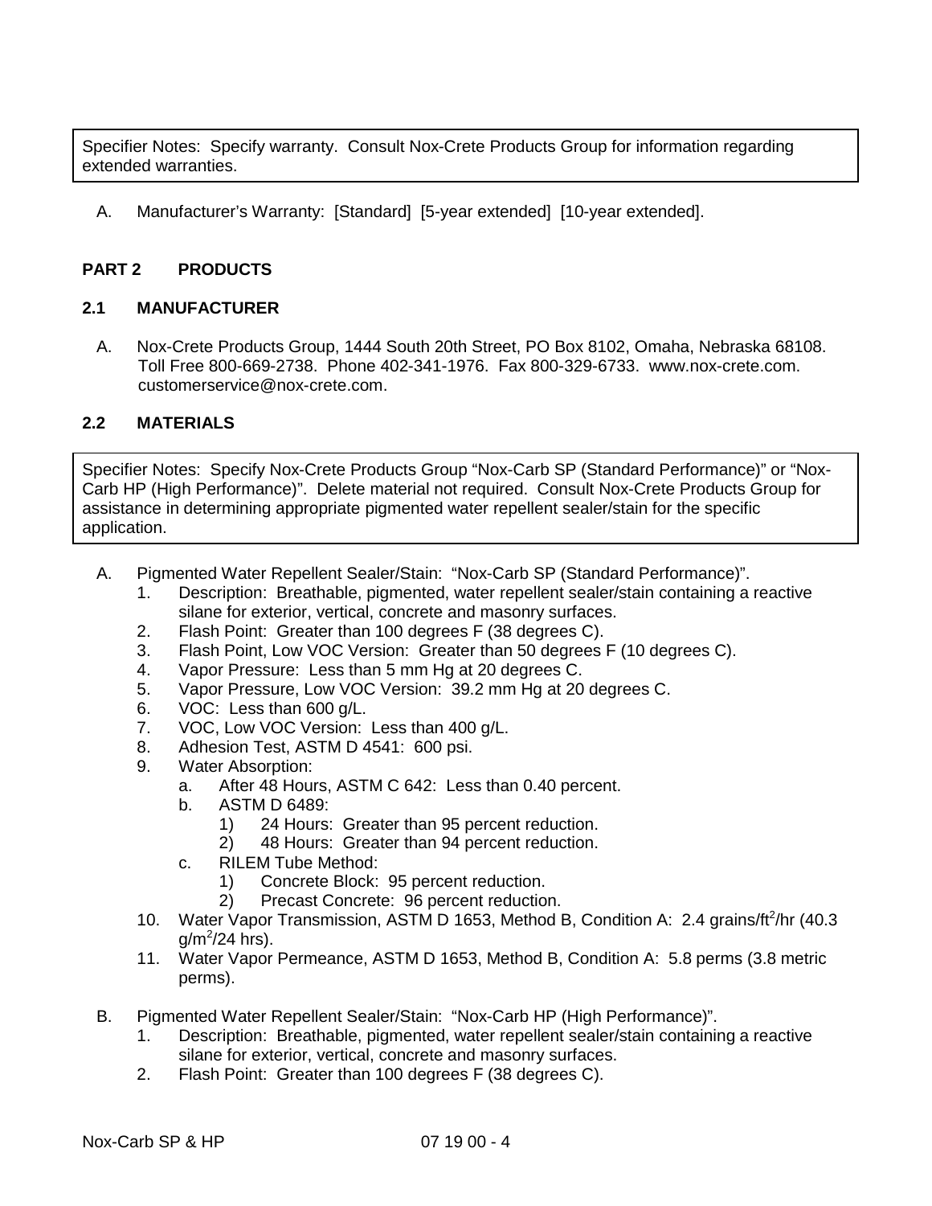Specifier Notes: Specify warranty. Consult Nox-Crete Products Group for information regarding extended warranties.

A. Manufacturer's Warranty: [Standard] [5-year extended] [10-year extended].

## PART 2 PRODUCTS

### 2.1 MANUFACTURER

A. Nox-Crete Products Group, 1444 South 20th Street, PO Box 8102, Omaha, Nebraska 68108. Toll Free 800-669-2738. Phone 402-341-1976. Fax 800-329-6733. www.nox-crete.com. customerservice@nox-crete.com.

### 2.2 MATERIALS

Specifier Notes: Specify Nox-Crete Products Group "Nox-Carb SP (Standard Performance)" or "Nox-Carb HP (High Performance)". Delete material not required. Consult Nox-Crete Products Group for assistance in determining appropriate pigmented water repellent sealer/stain for the specific application.

A. Pigmented Water Repellent Sealer/Stain: "Nox-Carb SP (Standard Performance)".
   1. Description: Breathable, pigmented, water repellent sealer/stain containing a reactive silane for exterior, vertical, concrete and masonry surfaces.
   2. Flash Point: Greater than 100 degrees F (38 degrees C).
   3. Flash Point, Low VOC Version: Greater than 50 degrees F (10 degrees C).
   4. Vapor Pressure: Less than 5 mm Hg at 20 degrees C.
   5. Vapor Pressure, Low VOC Version: 39.2 mm Hg at 20 degrees C.
   6. VOC: Less than 600 g/L.
   7. VOC, Low VOC Version: Less than 400 g/L.
   8. Adhesion Test, ASTM D 4541: 600 psi.
   9. Water Absorption:
      a. After 48 Hours, ASTM C 642: Less than 0.40 percent.
      b. ASTM D 6489:
         1) 24 Hours: Greater than 95 percent reduction.
         2) 48 Hours: Greater than 94 percent reduction.
      c. RILEM Tube Method:
         1) Concrete Block: 95 percent reduction.
         2) Precast Concrete: 96 percent reduction.
   10. Water Vapor Transmission, ASTM D 1653, Method B, Condition A: 2.4 grains/ft$^2$/hr (40.3 g/m$^2$/24 hrs).
   11. Water Vapor Permeance, ASTM D 1653, Method B, Condition A: 5.8 perms (3.8 metric perms).

B. Pigmented Water Repellent Sealer/Stain: "Nox-Carb HP (High Performance)".
   1. Description: Breathable, pigmented, water repellent sealer/stain containing a reactive silane for exterior, vertical, concrete and masonry surfaces.
   2. Flash Point: Greater than 100 degrees F (38 degrees C).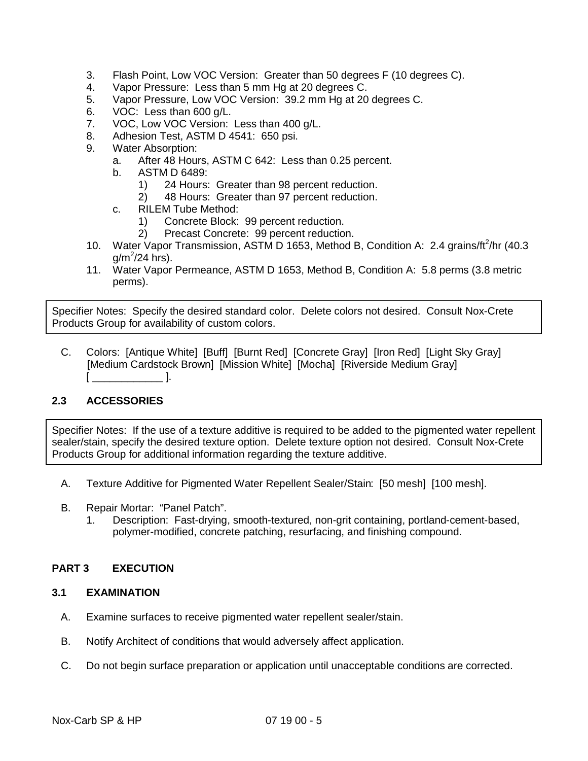3. Flash Point, Low VOC Version: Greater than 50 degrees F (10 degrees C).
4. Vapor Pressure: Less than 5 mm Hg at 20 degrees C.
5. Vapor Pressure, Low VOC Version: 39.2 mm Hg at 20 degrees C.
6. VOC: Less than 600 g/L.
7. VOC, Low VOC Version: Less than 400 g/L.
8. Adhesion Test, ASTM D 4541: 650 psi.
9. Water Absorption:
    a. After 48 Hours, ASTM C 642: Less than 0.25 percent.
    b. ASTM D 6489:
        1) 24 Hours: Greater than 98 percent reduction.
        2) 48 Hours: Greater than 97 percent reduction.
    c. RILEM Tube Method:
        1) Concrete Block: 99 percent reduction.
        2) Precast Concrete: 99 percent reduction.
10. Water Vapor Transmission, ASTM D 1653, Method B, Condition A: 2.4 grains/$ft^2$/hr (40.3 g/$m^2$/24 hrs).
11. Water Vapor Permeance, ASTM D 1653, Method B, Condition A: 5.8 perms (3.8 metric perms).

> Specifier Notes: Specify the desired standard color. Delete colors not desired. Consult Nox-Crete Products Group for availability of custom colors.

C. Colors: [Antique White] [Buff] [Burnt Red] [Concrete Gray] [Iron Red] [Light Sky Gray] [Medium Cardstock Brown] [Mission White] [Mocha] [Riverside Medium Gray] [ ____________ ].

### 2.3 ACCESSORIES

> Specifier Notes: If the use of a texture additive is required to be added to the pigmented water repellent sealer/stain, specify the desired texture option. Delete texture option not desired. Consult Nox-Crete Products Group for additional information regarding the texture additive.

A. Texture Additive for Pigmented Water Repellent Sealer/Stain: [50 mesh] [100 mesh].

B. Repair Mortar: "Panel Patch".
    1. Description: Fast-drying, smooth-textured, non-grit containing, portland-cement-based, polymer-modified, concrete patching, resurfacing, and finishing compound.

## PART 3 EXECUTION

### 3.1 EXAMINATION

A. Examine surfaces to receive pigmented water repellent sealer/stain.

B. Notify Architect of conditions that would adversely affect application.

C. Do not begin surface preparation or application until unacceptable conditions are corrected.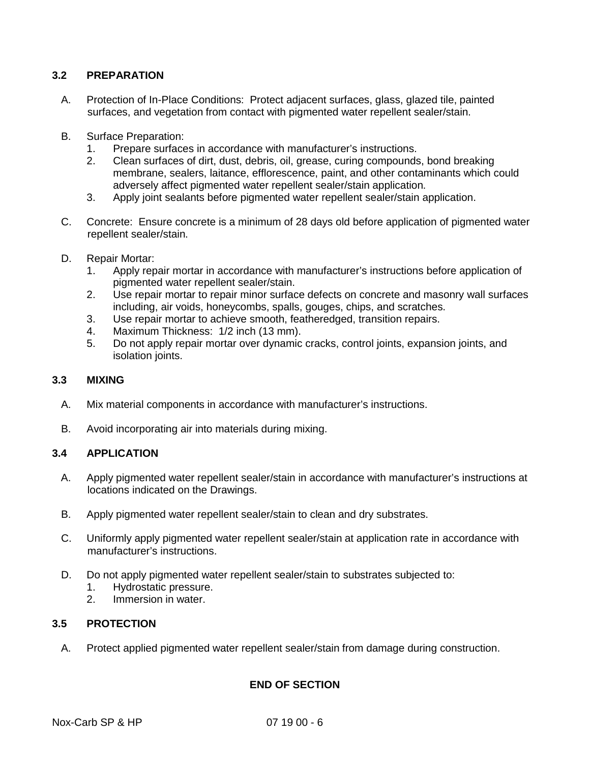### 3.2 PREPARATION

A. Protection of In-Place Conditions: Protect adjacent surfaces, glass, glazed tile, painted surfaces, and vegetation from contact with pigmented water repellent sealer/stain.

B. Surface Preparation:
   1. Prepare surfaces in accordance with manufacturer's instructions.
   2. Clean surfaces of dirt, dust, debris, oil, grease, curing compounds, bond breaking membrane, sealers, laitance, efflorescence, paint, and other contaminants which could adversely affect pigmented water repellent sealer/stain application.
   3. Apply joint sealants before pigmented water repellent sealer/stain application.

C. Concrete: Ensure concrete is a minimum of 28 days old before application of pigmented water repellent sealer/stain.

D. Repair Mortar:
   1. Apply repair mortar in accordance with manufacturer's instructions before application of pigmented water repellent sealer/stain.
   2. Use repair mortar to repair minor surface defects on concrete and masonry wall surfaces including, air voids, honeycombs, spalls, gouges, chips, and scratches.
   3. Use repair mortar to achieve smooth, featheredged, transition repairs.
   4. Maximum Thickness: 1/2 inch (13 mm).
   5. Do not apply repair mortar over dynamic cracks, control joints, expansion joints, and isolation joints.

### 3.3 MIXING

A. Mix material components in accordance with manufacturer's instructions.

B. Avoid incorporating air into materials during mixing.

### 3.4 APPLICATION

A. Apply pigmented water repellent sealer/stain in accordance with manufacturer's instructions at locations indicated on the Drawings.

B. Apply pigmented water repellent sealer/stain to clean and dry substrates.

C. Uniformly apply pigmented water repellent sealer/stain at application rate in accordance with manufacturer's instructions.

D. Do not apply pigmented water repellent sealer/stain to substrates subjected to:
   1. Hydrostatic pressure.
   2. Immersion in water.

### 3.5 PROTECTION

A. Protect applied pigmented water repellent sealer/stain from damage during construction.

**END OF SECTION**